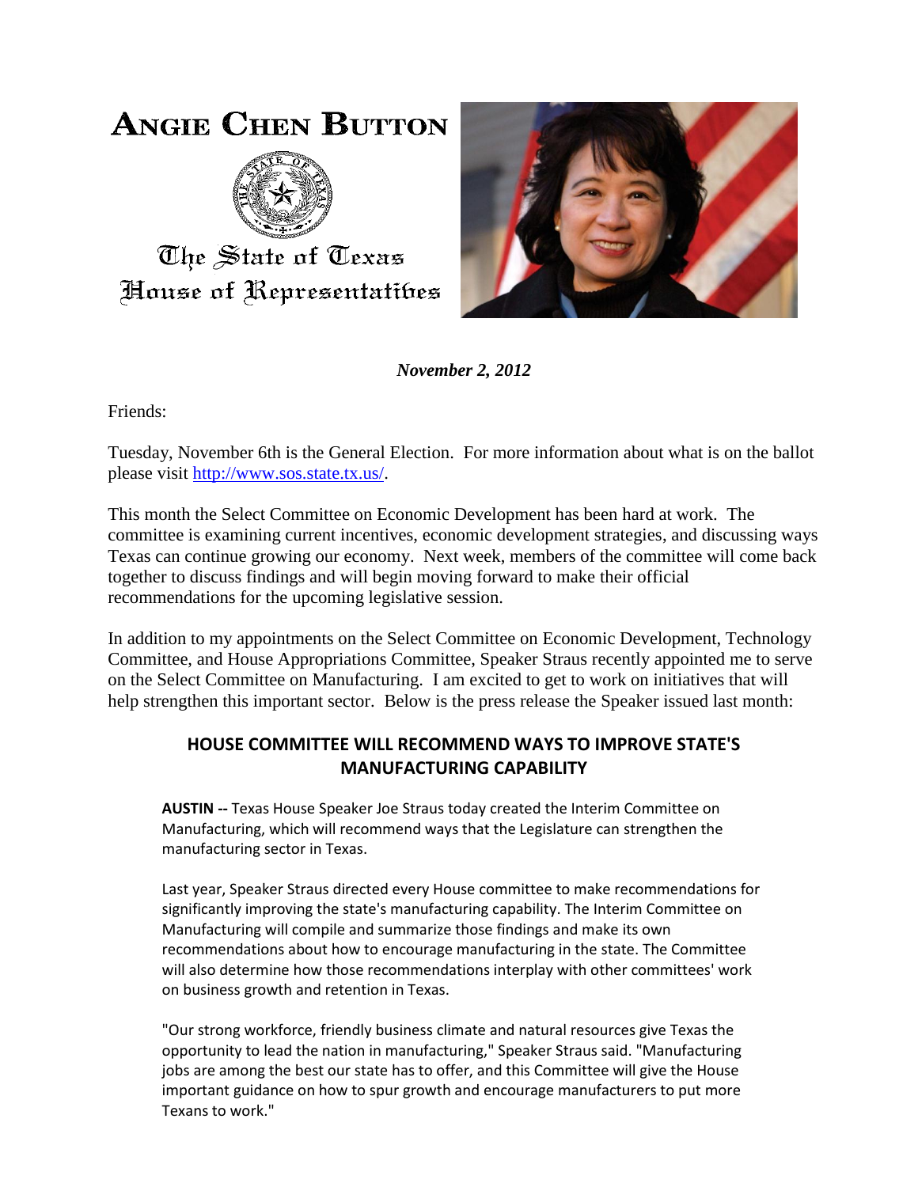# Angie Chen Button

The State of Texas
House of Representatives

***November 2, 2012***

Friends:

Tuesday, November 6th is the General Election. For more information about what is on the ballot please visit http://www.sos.state.tx.us/.

This month the Select Committee on Economic Development has been hard at work. The committee is examining current incentives, economic development strategies, and discussing ways Texas can continue growing our economy. Next week, members of the committee will come back together to discuss findings and will begin moving forward to make their official recommendations for the upcoming legislative session.

In addition to my appointments on the Select Committee on Economic Development, Technology Committee, and House Appropriations Committee, Speaker Straus recently appointed me to serve on the Select Committee on Manufacturing. I am excited to get to work on initiatives that will help strengthen this important sector. Below is the press release the Speaker issued last month:

## HOUSE COMMITTEE WILL RECOMMEND WAYS TO IMPROVE STATE'S MANUFACTURING CAPABILITY

**AUSTIN --** Texas House Speaker Joe Straus today created the Interim Committee on Manufacturing, which will recommend ways that the Legislature can strengthen the manufacturing sector in Texas.

Last year, Speaker Straus directed every House committee to make recommendations for significantly improving the state's manufacturing capability. The Interim Committee on Manufacturing will compile and summarize those findings and make its own recommendations about how to encourage manufacturing in the state. The Committee will also determine how those recommendations interplay with other committees' work on business growth and retention in Texas.

"Our strong workforce, friendly business climate and natural resources give Texas the opportunity to lead the nation in manufacturing," Speaker Straus said. "Manufacturing jobs are among the best our state has to offer, and this Committee will give the House important guidance on how to spur growth and encourage manufacturers to put more Texans to work."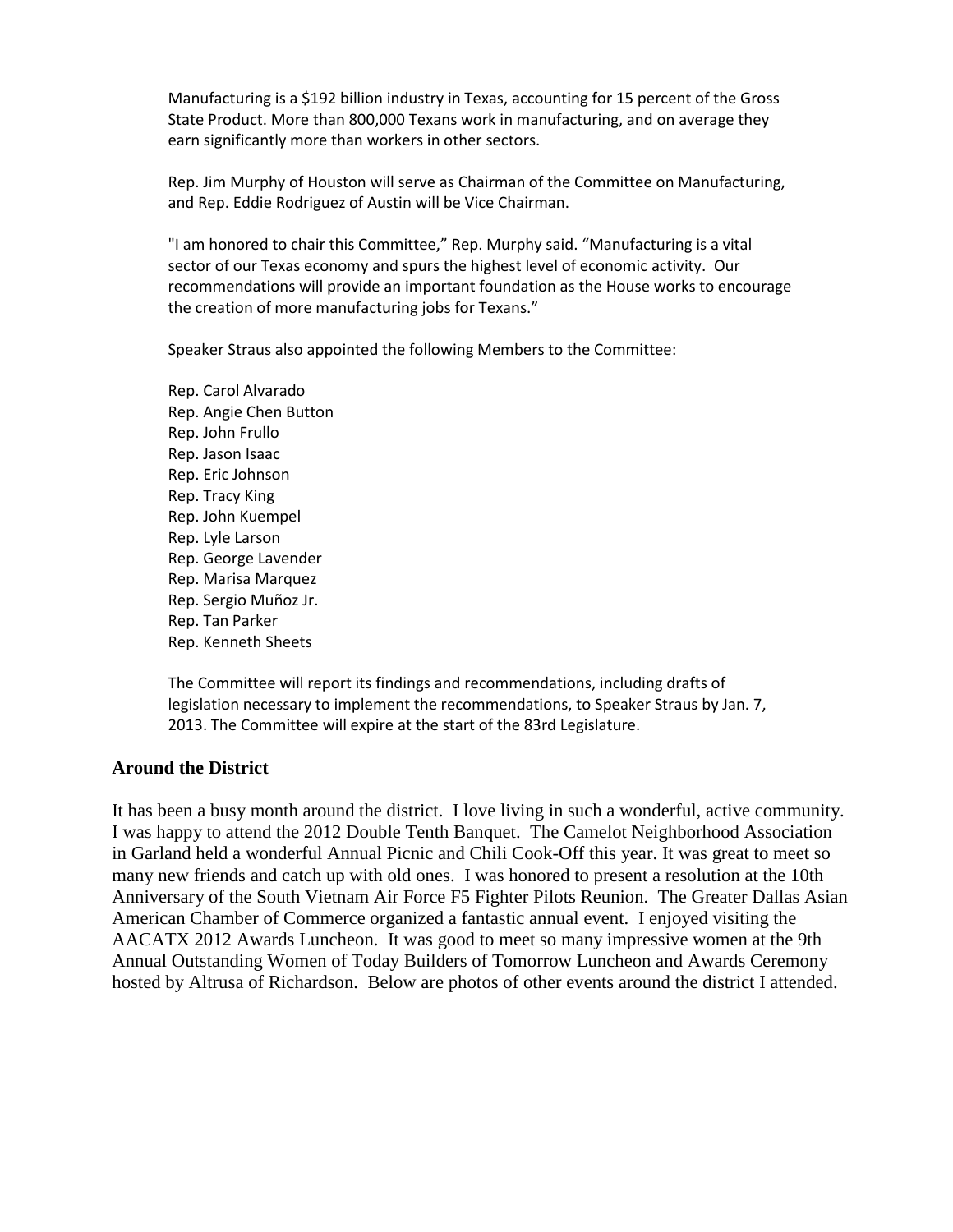Manufacturing is a $192 billion industry in Texas, accounting for 15 percent of the Gross State Product. More than 800,000 Texans work in manufacturing, and on average they earn significantly more than workers in other sectors.

Rep. Jim Murphy of Houston will serve as Chairman of the Committee on Manufacturing, and Rep. Eddie Rodriguez of Austin will be Vice Chairman.

"I am honored to chair this Committee," Rep. Murphy said. "Manufacturing is a vital sector of our Texas economy and spurs the highest level of economic activity. Our recommendations will provide an important foundation as the House works to encourage the creation of more manufacturing jobs for Texans."

Speaker Straus also appointed the following Members to the Committee:

Rep. Carol Alvarado
Rep. Angie Chen Button
Rep. John Frullo
Rep. Jason Isaac
Rep. Eric Johnson
Rep. Tracy King
Rep. John Kuempel
Rep. Lyle Larson
Rep. George Lavender
Rep. Marisa Marquez
Rep. Sergio Muñoz Jr.
Rep. Tan Parker
Rep. Kenneth Sheets

The Committee will report its findings and recommendations, including drafts of legislation necessary to implement the recommendations, to Speaker Straus by Jan. 7, 2013. The Committee will expire at the start of the 83rd Legislature.

## Around the District

It has been a busy month around the district. I love living in such a wonderful, active community. I was happy to attend the 2012 Double Tenth Banquet. The Camelot Neighborhood Association in Garland held a wonderful Annual Picnic and Chili Cook-Off this year. It was great to meet so many new friends and catch up with old ones. I was honored to present a resolution at the 10th Anniversary of the South Vietnam Air Force F5 Fighter Pilots Reunion. The Greater Dallas Asian American Chamber of Commerce organized a fantastic annual event. I enjoyed visiting the AACATX 2012 Awards Luncheon. It was good to meet so many impressive women at the 9th Annual Outstanding Women of Today Builders of Tomorrow Luncheon and Awards Ceremony hosted by Altrusa of Richardson. Below are photos of other events around the district I attended.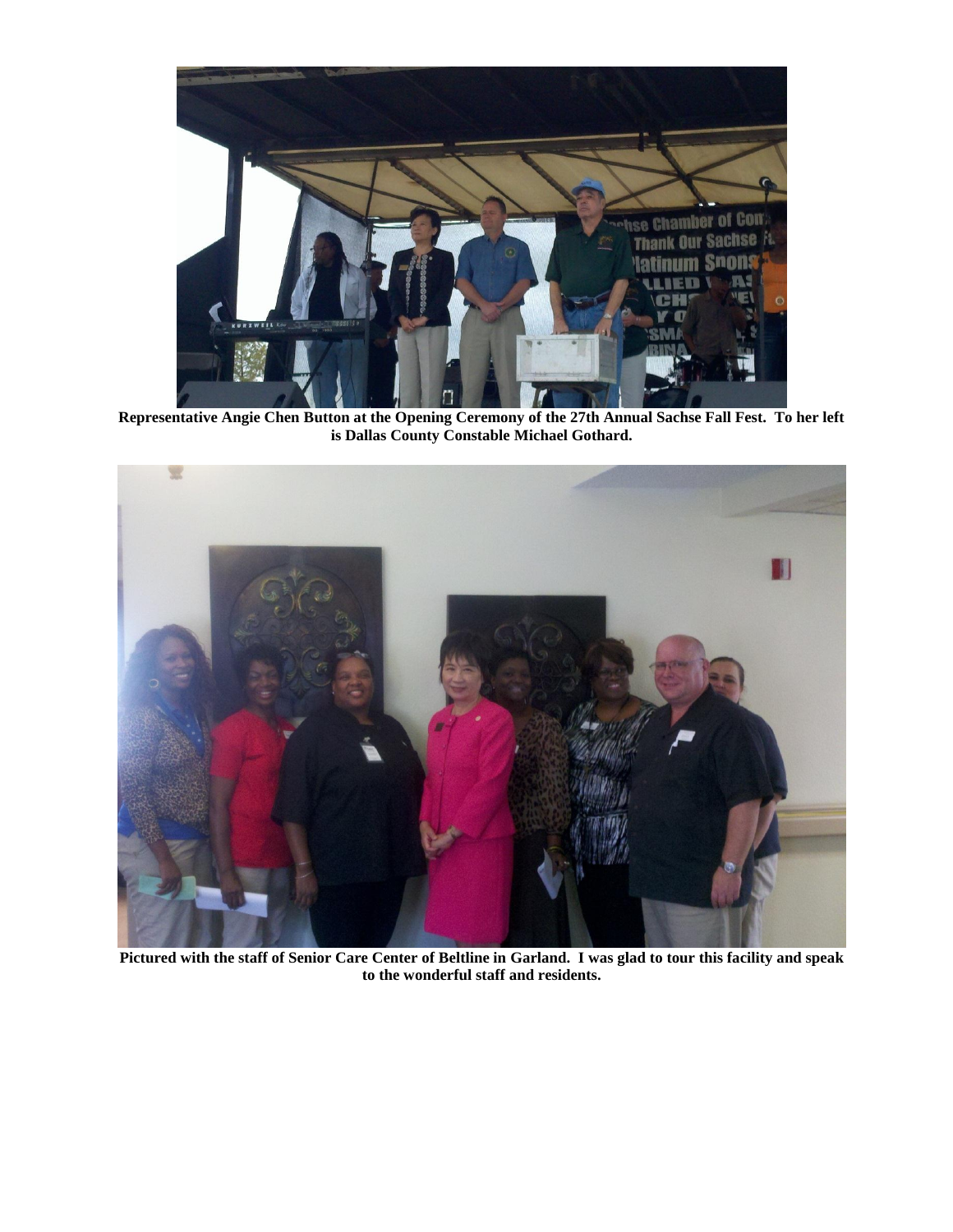**Representative Angie Chen Button at the Opening Ceremony of the 27th Annual Sachse Fall Fest. To her left is Dallas County Constable Michael Gothard.**

**Pictured with the staff of Senior Care Center of Beltline in Garland. I was glad to tour this facility and speak to the wonderful staff and residents.**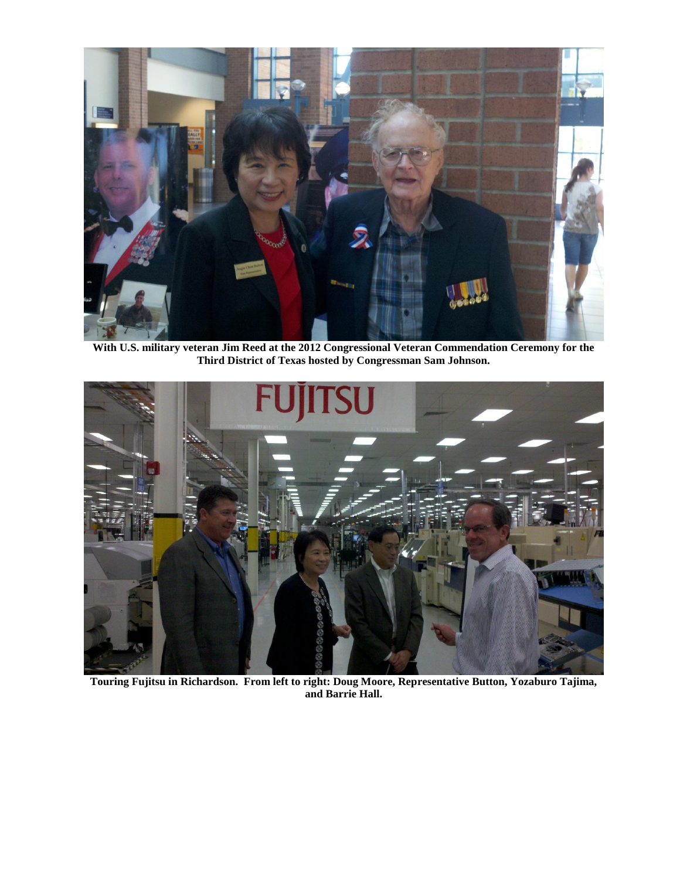**With U.S. military veteran Jim Reed at the 2012 Congressional Veteran Commendation Ceremony for the Third District of Texas hosted by Congressman Sam Johnson.**

**Touring Fujitsu in Richardson. From left to right: Doug Moore, Representative Button, Yozaburo Tajima, and Barrie Hall.**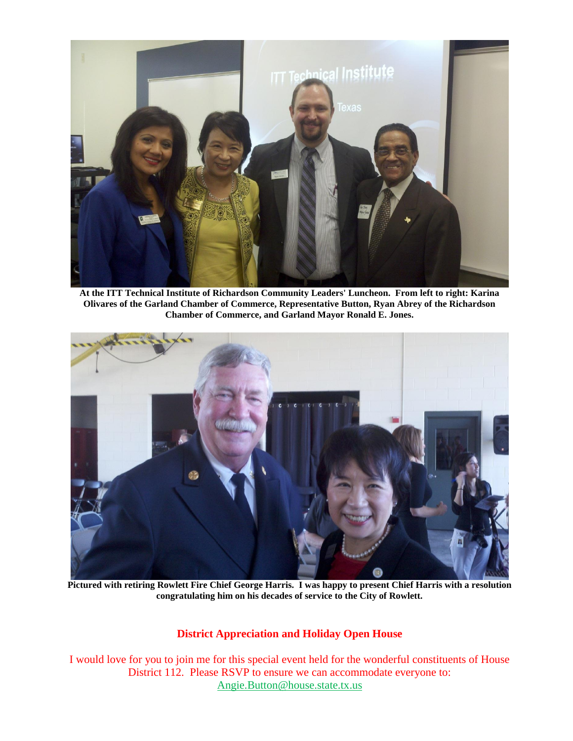**At the ITT Technical Institute of Richardson Community Leaders' Luncheon. From left to right: Karina Olivares of the Garland Chamber of Commerce, Representative Button, Ryan Abrey of the Richardson Chamber of Commerce, and Garland Mayor Ronald E. Jones.**

**Pictured with retiring Rowlett Fire Chief George Harris. I was happy to present Chief Harris with a resolution congratulating him on his decades of service to the City of Rowlett.**

## District Appreciation and Holiday Open House

I would love for you to join me for this special event held for the wonderful constituents of House District 112. Please RSVP to ensure we can accommodate everyone to: Angie.Button@house.state.tx.us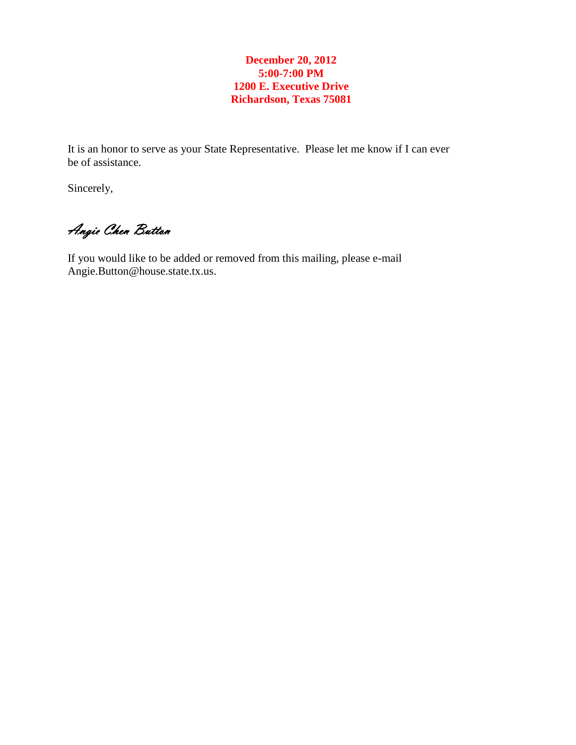**December 20, 2012**
**5:00-7:00 PM**
**1200 E. Executive Drive**
**Richardson, Texas 75081**

It is an honor to serve as your State Representative. Please let me know if I can ever be of assistance.

Sincerely,

*Angie Chen Button*

If you would like to be added or removed from this mailing, please e-mail Angie.Button@house.state.tx.us.